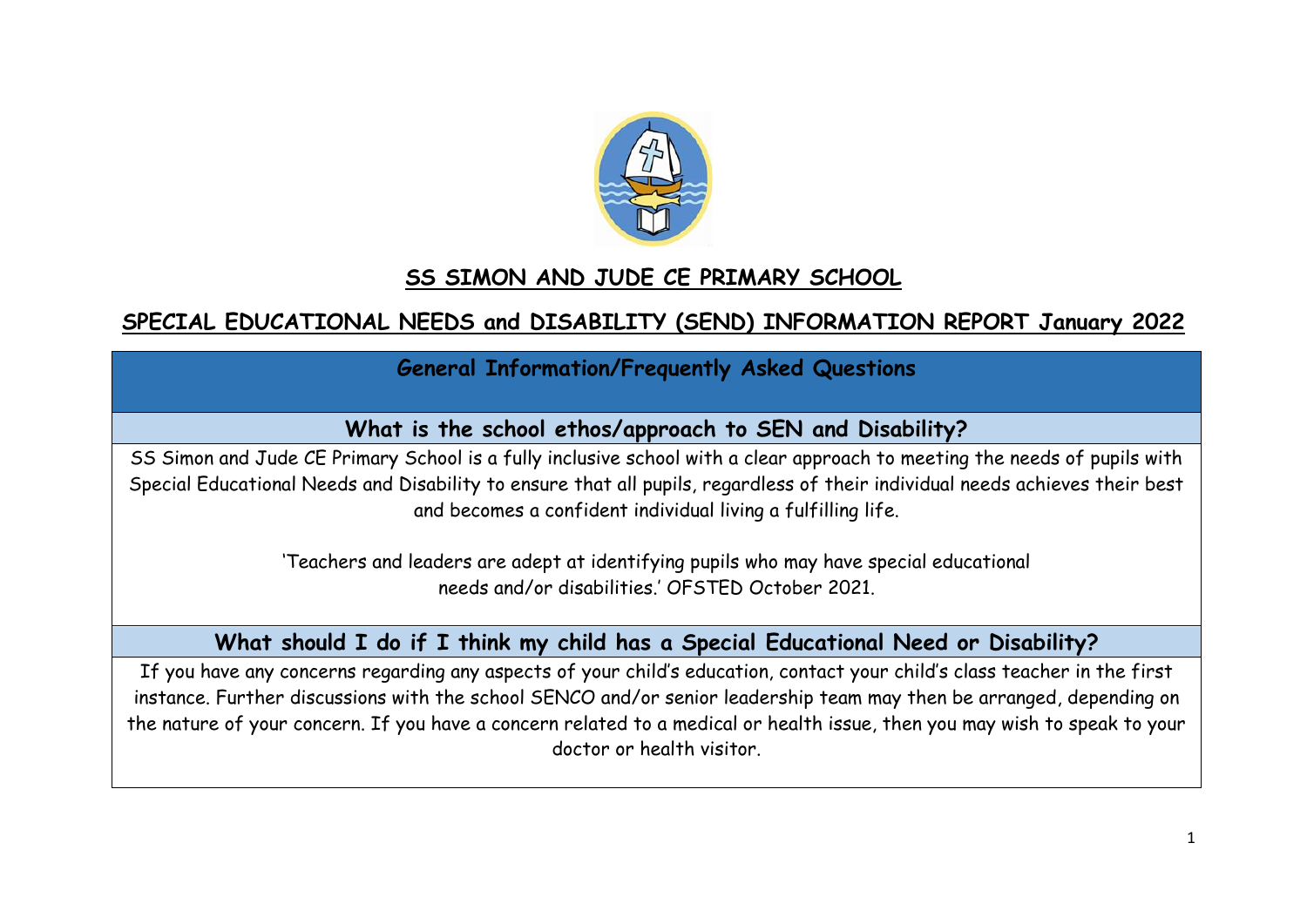# SS SIMON AND JUDE CE PRIMARY SCHOOL

## SPECIAL EDUCATIONAL NEEDS and DISABILITY (SEND) INFORMATION REPORT January 2022

### General Information/Frequently Asked Questions

### What is the school ethos/approach to SEN and Disability?

SS Simon and Jude CE Primary School is a fully inclusive school with a clear approach to meeting the needs of pupils with Special Educational Needs and Disability to ensure that all pupils, regardless of their individual needs achieves their best and becomes a confident individual living a fulfilling life.

'Teachers and leaders are adept at identifying pupils who may have special educational needs and/or disabilities.' OFSTED October 2021.

### What should I do if I think my child has a Special Educational Need or Disability?

If you have any concerns regarding any aspects of your child's education, contact your child's class teacher in the first instance. Further discussions with the school SENCO and/or senior leadership team may then be arranged, depending on the nature of your concern. If you have a concern related to a medical or health issue, then you may wish to speak to your doctor or health visitor.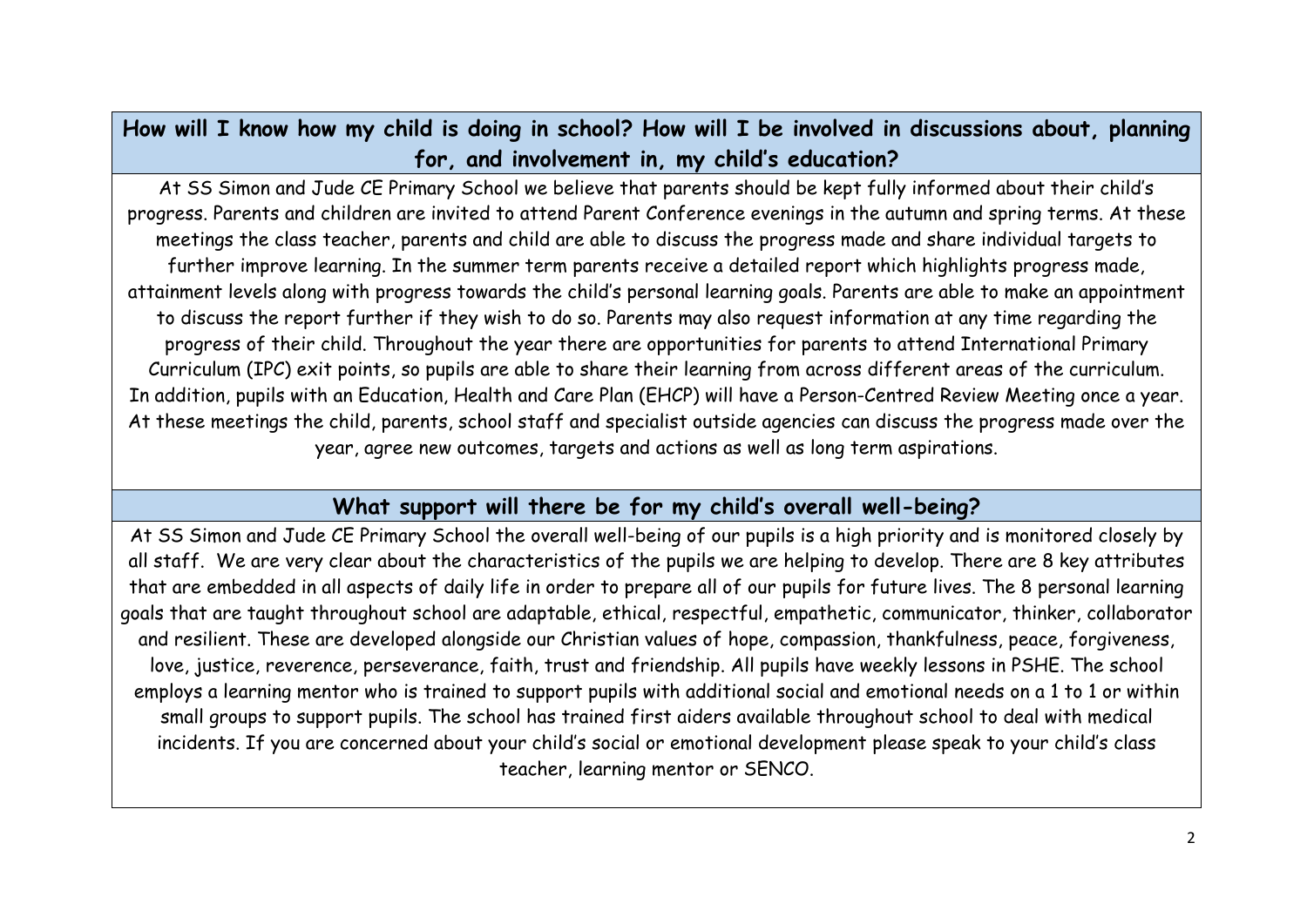## How will I know how my child is doing in school? How will I be involved in discussions about, planning for, and involvement in, my child's education?

At SS Simon and Jude CE Primary School we believe that parents should be kept fully informed about their child's progress. Parents and children are invited to attend Parent Conference evenings in the autumn and spring terms. At these meetings the class teacher, parents and child are able to discuss the progress made and share individual targets to further improve learning. In the summer term parents receive a detailed report which highlights progress made, attainment levels along with progress towards the child's personal learning goals. Parents are able to make an appointment to discuss the report further if they wish to do so. Parents may also request information at any time regarding the progress of their child. Throughout the year there are opportunities for parents to attend International Primary Curriculum (IPC) exit points, so pupils are able to share their learning from across different areas of the curriculum. In addition, pupils with an Education, Health and Care Plan (EHCP) will have a Person-Centred Review Meeting once a year. At these meetings the child, parents, school staff and specialist outside agencies can discuss the progress made over the year, agree new outcomes, targets and actions as well as long term aspirations.

## What support will there be for my child's overall well-being?

At SS Simon and Jude CE Primary School the overall well-being of our pupils is a high priority and is monitored closely by all staff. We are very clear about the characteristics of the pupils we are helping to develop. There are 8 key attributes that are embedded in all aspects of daily life in order to prepare all of our pupils for future lives. The 8 personal learning goals that are taught throughout school are adaptable, ethical, respectful, empathetic, communicator, thinker, collaborator and resilient. These are developed alongside our Christian values of hope, compassion, thankfulness, peace, forgiveness, love, justice, reverence, perseverance, faith, trust and friendship. All pupils have weekly lessons in PSHE. The school employs a learning mentor who is trained to support pupils with additional social and emotional needs on a 1 to 1 or within small groups to support pupils. The school has trained first aiders available throughout school to deal with medical incidents. If you are concerned about your child's social or emotional development please speak to your child's class teacher, learning mentor or SENCO.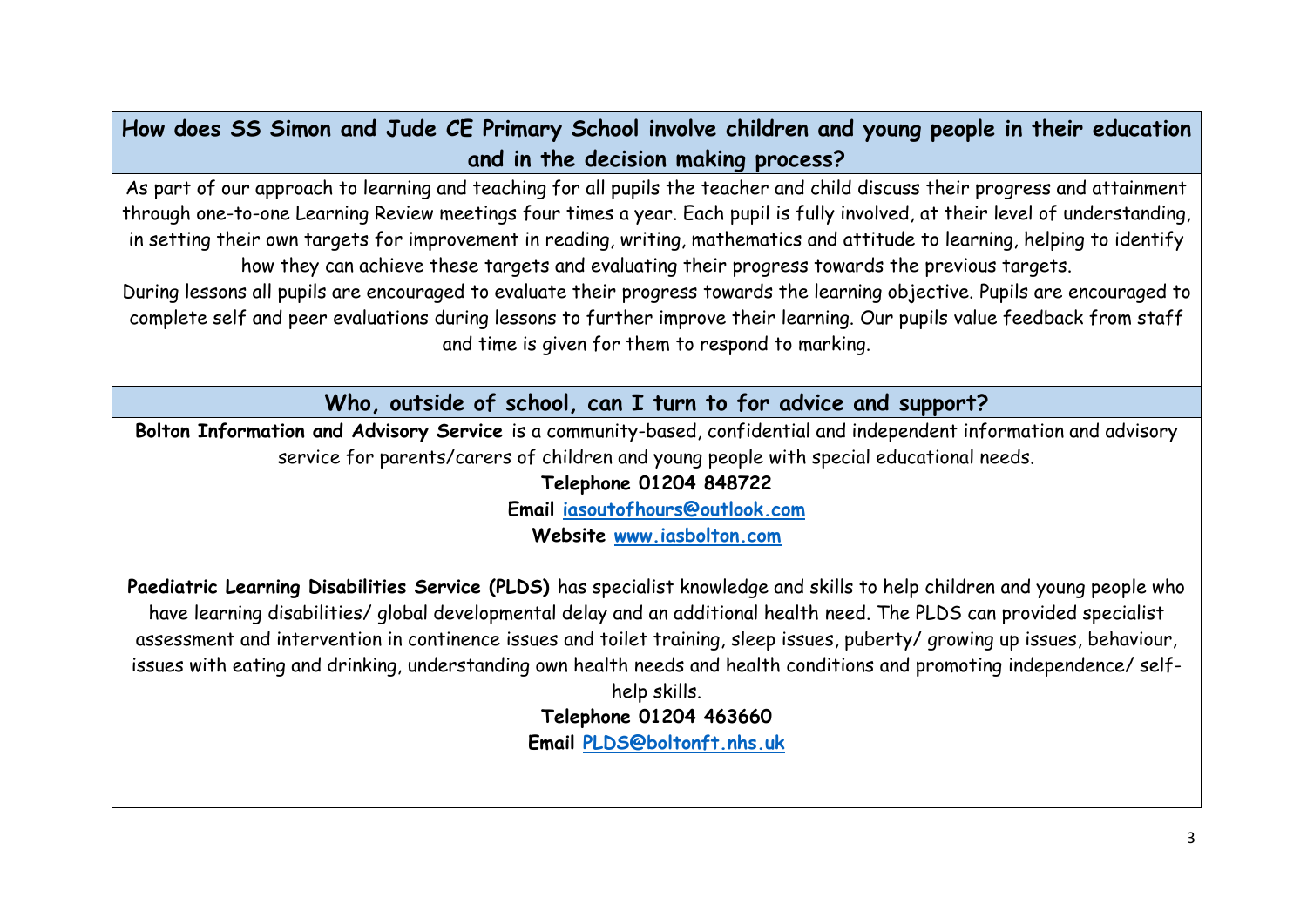## How does SS Simon and Jude CE Primary School involve children and young people in their education and in the decision making process?

As part of our approach to learning and teaching for all pupils the teacher and child discuss their progress and attainment through one-to-one Learning Review meetings four times a year. Each pupil is fully involved, at their level of understanding, in setting their own targets for improvement in reading, writing, mathematics and attitude to learning, helping to identify how they can achieve these targets and evaluating their progress towards the previous targets.

During lessons all pupils are encouraged to evaluate their progress towards the learning objective. Pupils are encouraged to complete self and peer evaluations during lessons to further improve their learning. Our pupils value feedback from staff and time is given for them to respond to marking.

## Who, outside of school, can I turn to for advice and support?

**Bolton Information and Advisory Service** is a community-based, confidential and independent information and advisory service for parents/carers of children and young people with special educational needs.

**Telephone 01204 848722**

**Email [iasoutofhours@outlook.com](mailto:iasoutofhours@outlook.com)**

**Website [www.iasbolton.com](http://www.iasbolton.com)**

**Paediatric Learning Disabilities Service (PLDS)** has specialist knowledge and skills to help children and young people who have learning disabilities/ global developmental delay and an additional health need. The PLDS can provided specialist assessment and intervention in continence issues and toilet training, sleep issues, puberty/ growing up issues, behaviour, issues with eating and drinking, understanding own health needs and health conditions and promoting independence/ self-help skills.

**Telephone 01204 463660**

**Email [PLDS@boltonft.nhs.uk](mailto:PLDS@boltonft.nhs.uk)**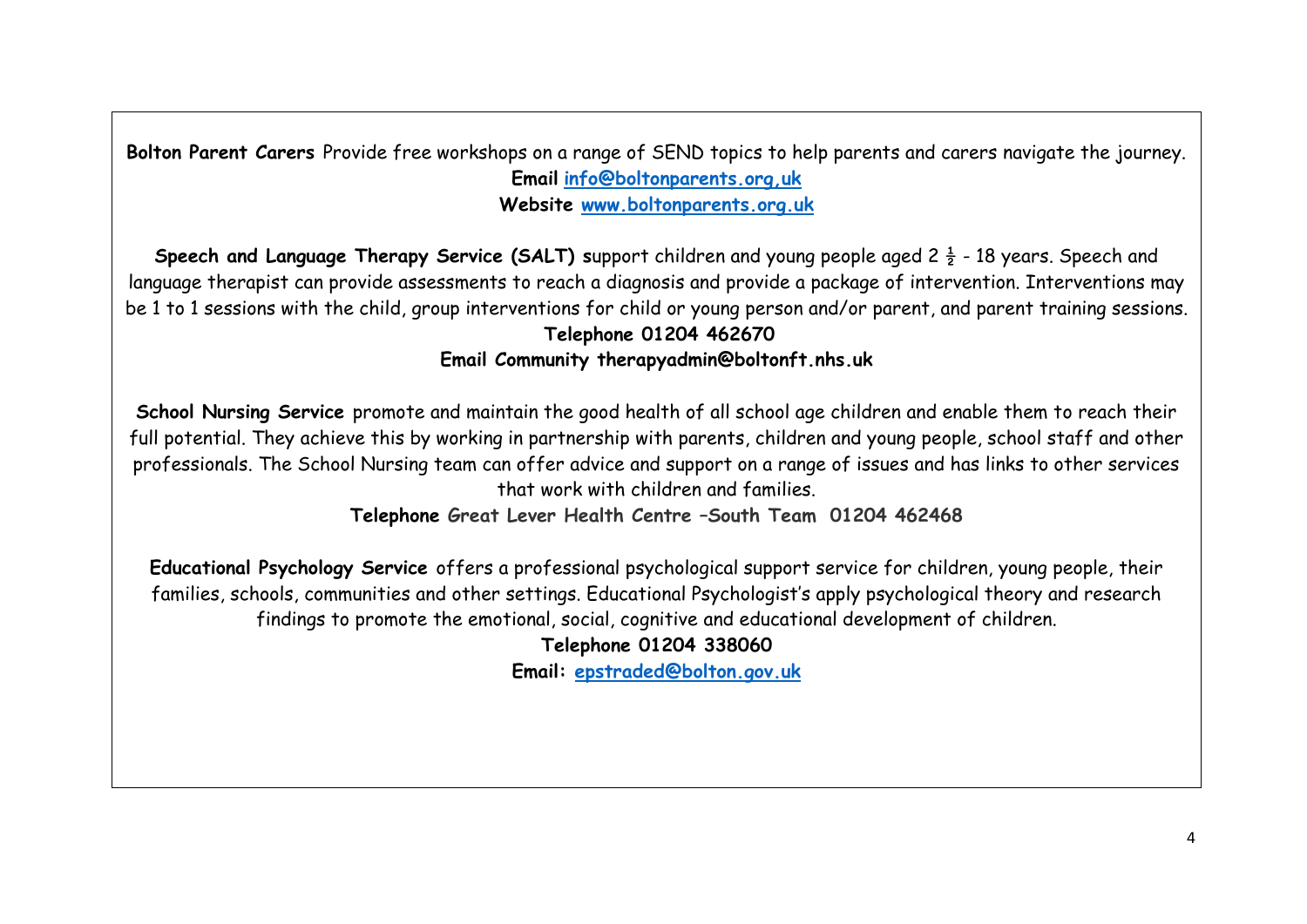**Bolton Parent Carers** Provide free workshops on a range of SEND topics to help parents and carers navigate the journey.

**Email info@boltonparents.org,uk**

**Website www.boltonparents.org.uk**

**Speech and Language Therapy Service (SALT) s**upport children and young people aged 2 ½ - 18 years. Speech and language therapist can provide assessments to reach a diagnosis and provide a package of intervention. Interventions may be 1 to 1 sessions with the child, group interventions for child or young person and/or parent, and parent training sessions.

**Telephone 01204 462670**

**Email Community therapyadmin@boltonft.nhs.uk**

**School Nursing Service** promote and maintain the good health of all school age children and enable them to reach their full potential. They achieve this by working in partnership with parents, children and young people, school staff and other professionals. The School Nursing team can offer advice and support on a range of issues and has links to other services that work with children and families.

**Telephone Great Lever Health Centre –South Team 01204 462468**

**Educational Psychology Service** offers a professional psychological support service for children, young people, their families, schools, communities and other settings. Educational Psychologist's apply psychological theory and research findings to promote the emotional, social, cognitive and educational development of children.

**Telephone 01204 338060**

**Email: epstraded@bolton.gov.uk**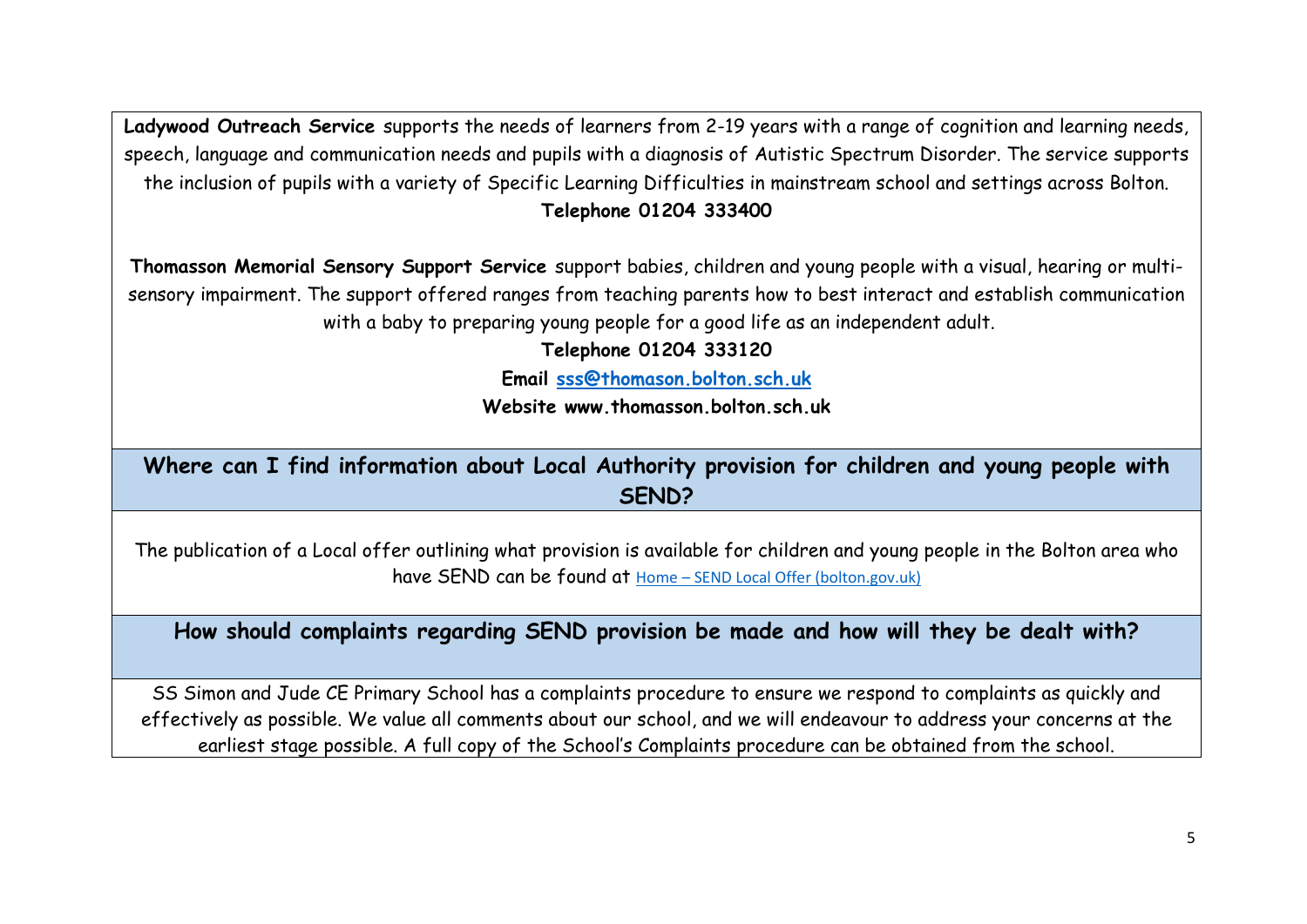**Ladywood Outreach Service** supports the needs of learners from 2-19 years with a range of cognition and learning needs, speech, language and communication needs and pupils with a diagnosis of Autistic Spectrum Disorder. The service supports the inclusion of pupils with a variety of Specific Learning Difficulties in mainstream school and settings across Bolton.

**Telephone 01204 333400**

**Thomasson Memorial Sensory Support Service** support babies, children and young people with a visual, hearing or multi-sensory impairment. The support offered ranges from teaching parents how to best interact and establish communication with a baby to preparing young people for a good life as an independent adult.

**Telephone 01204 333120**

**Email [sss@thomason.bolton.sch.uk](mailto:sss@thomason.bolton.sch.uk)**

**Website www.thomasson.bolton.sch.uk**

## Where can I find information about Local Authority provision for children and young people with SEND?

The publication of a Local offer outlining what provision is available for children and young people in the Bolton area who have SEND can be found at Home – SEND Local Offer (bolton.gov.uk)

## How should complaints regarding SEND provision be made and how will they be dealt with?

SS Simon and Jude CE Primary School has a complaints procedure to ensure we respond to complaints as quickly and effectively as possible. We value all comments about our school, and we will endeavour to address your concerns at the earliest stage possible. A full copy of the School's Complaints procedure can be obtained from the school.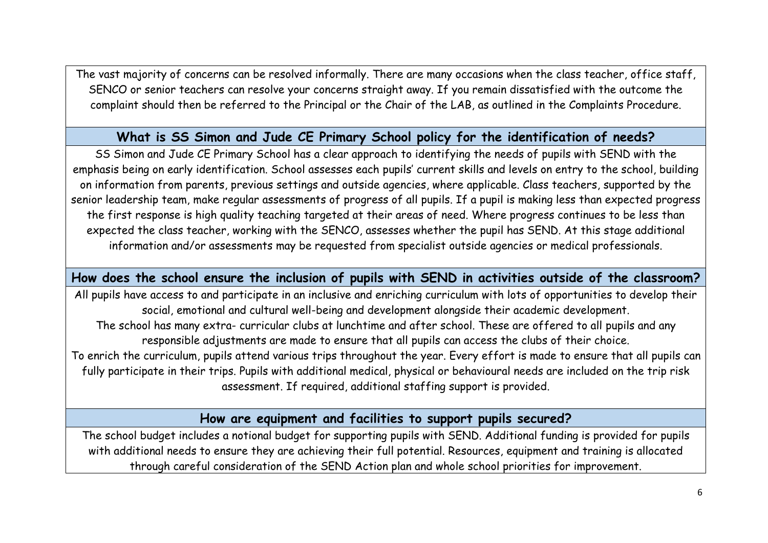The vast majority of concerns can be resolved informally. There are many occasions when the class teacher, office staff, SENCO or senior teachers can resolve your concerns straight away. If you remain dissatisfied with the outcome the complaint should then be referred to the Principal or the Chair of the LAB, as outlined in the Complaints Procedure.

## What is SS Simon and Jude CE Primary School policy for the identification of needs?

SS Simon and Jude CE Primary School has a clear approach to identifying the needs of pupils with SEND with the emphasis being on early identification. School assesses each pupils' current skills and levels on entry to the school, building on information from parents, previous settings and outside agencies, where applicable. Class teachers, supported by the senior leadership team, make regular assessments of progress of all pupils. If a pupil is making less than expected progress the first response is high quality teaching targeted at their areas of need. Where progress continues to be less than expected the class teacher, working with the SENCO, assesses whether the pupil has SEND. At this stage additional information and/or assessments may be requested from specialist outside agencies or medical professionals.

## How does the school ensure the inclusion of pupils with SEND in activities outside of the classroom?

All pupils have access to and participate in an inclusive and enriching curriculum with lots of opportunities to develop their social, emotional and cultural well-being and development alongside their academic development.

The school has many extra- curricular clubs at lunchtime and after school. These are offered to all pupils and any responsible adjustments are made to ensure that all pupils can access the clubs of their choice.

To enrich the curriculum, pupils attend various trips throughout the year. Every effort is made to ensure that all pupils can fully participate in their trips. Pupils with additional medical, physical or behavioural needs are included on the trip risk assessment. If required, additional staffing support is provided.

## How are equipment and facilities to support pupils secured?

The school budget includes a notional budget for supporting pupils with SEND. Additional funding is provided for pupils with additional needs to ensure they are achieving their full potential. Resources, equipment and training is allocated through careful consideration of the SEND Action plan and whole school priorities for improvement.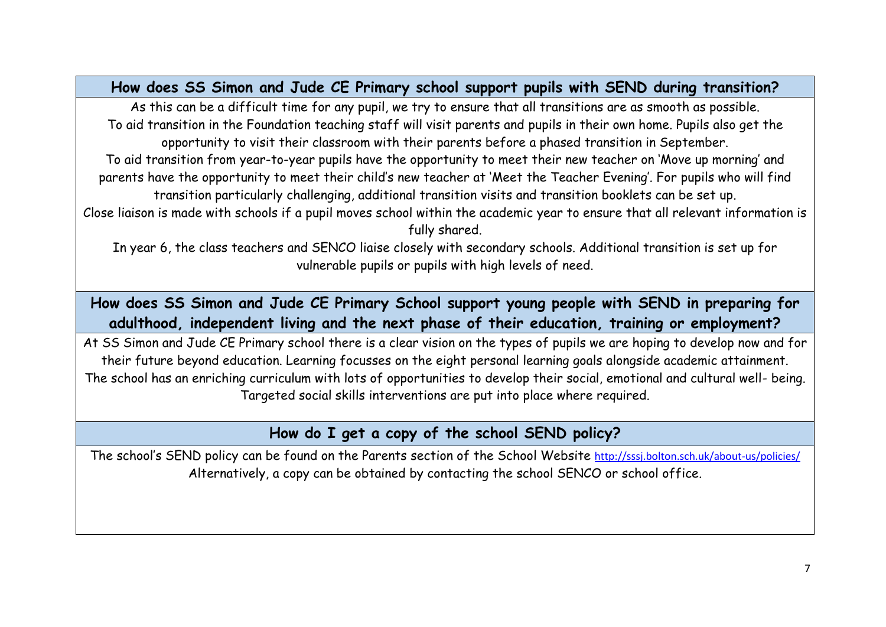## How does SS Simon and Jude CE Primary school support pupils with SEND during transition?

As this can be a difficult time for any pupil, we try to ensure that all transitions are as smooth as possible.
To aid transition in the Foundation teaching staff will visit parents and pupils in their own home. Pupils also get the opportunity to visit their classroom with their parents before a phased transition in September.
To aid transition from year-to-year pupils have the opportunity to meet their new teacher on 'Move up morning' and parents have the opportunity to meet their child's new teacher at 'Meet the Teacher Evening'. For pupils who will find transition particularly challenging, additional transition visits and transition booklets can be set up.
Close liaison is made with schools if a pupil moves school within the academic year to ensure that all relevant information is fully shared.
In year 6, the class teachers and SENCO liaise closely with secondary schools. Additional transition is set up for vulnerable pupils or pupils with high levels of need.

## How does SS Simon and Jude CE Primary School support young people with SEND in preparing for adulthood, independent living and the next phase of their education, training or employment?

At SS Simon and Jude CE Primary school there is a clear vision on the types of pupils we are hoping to develop now and for their future beyond education. Learning focusses on the eight personal learning goals alongside academic attainment.
The school has an enriching curriculum with lots of opportunities to develop their social, emotional and cultural well- being.
Targeted social skills interventions are put into place where required.

## How do I get a copy of the school SEND policy?

The school's SEND policy can be found on the Parents section of the School Website http://sssj.bolton.sch.uk/about-us/policies/
Alternatively, a copy can be obtained by contacting the school SENCO or school office.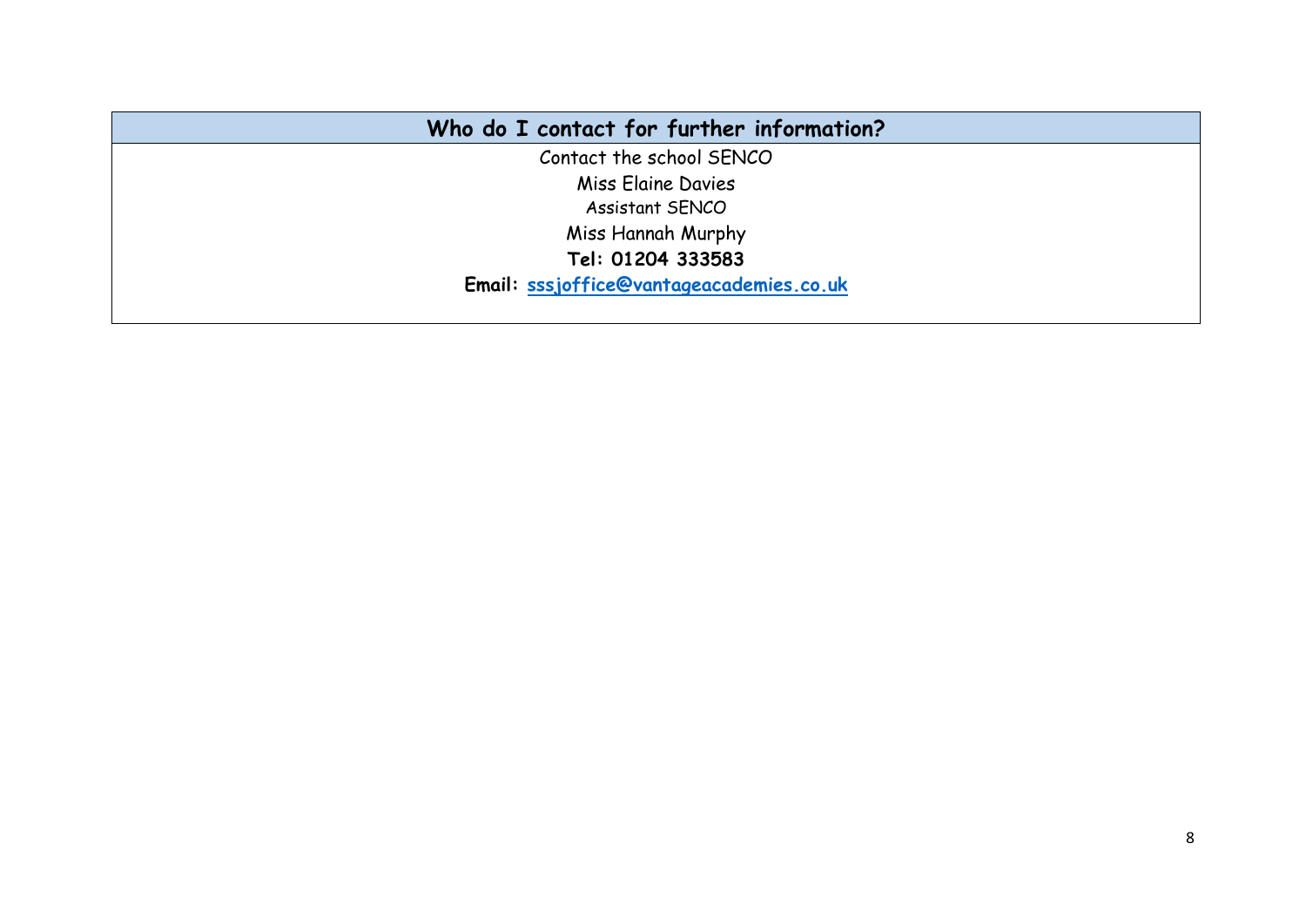| Who do I contact for further information? |
| --- |
| Contact the school SENCO<br>Miss Elaine Davies<br>Assistant SENCO<br>Miss Hannah Murphy<br>**Tel: 01204 333583**<br>**Email:** [sssjoffice@vantageacademies.co.uk](mailto:sssjoffice@vantageacademies.co.uk) |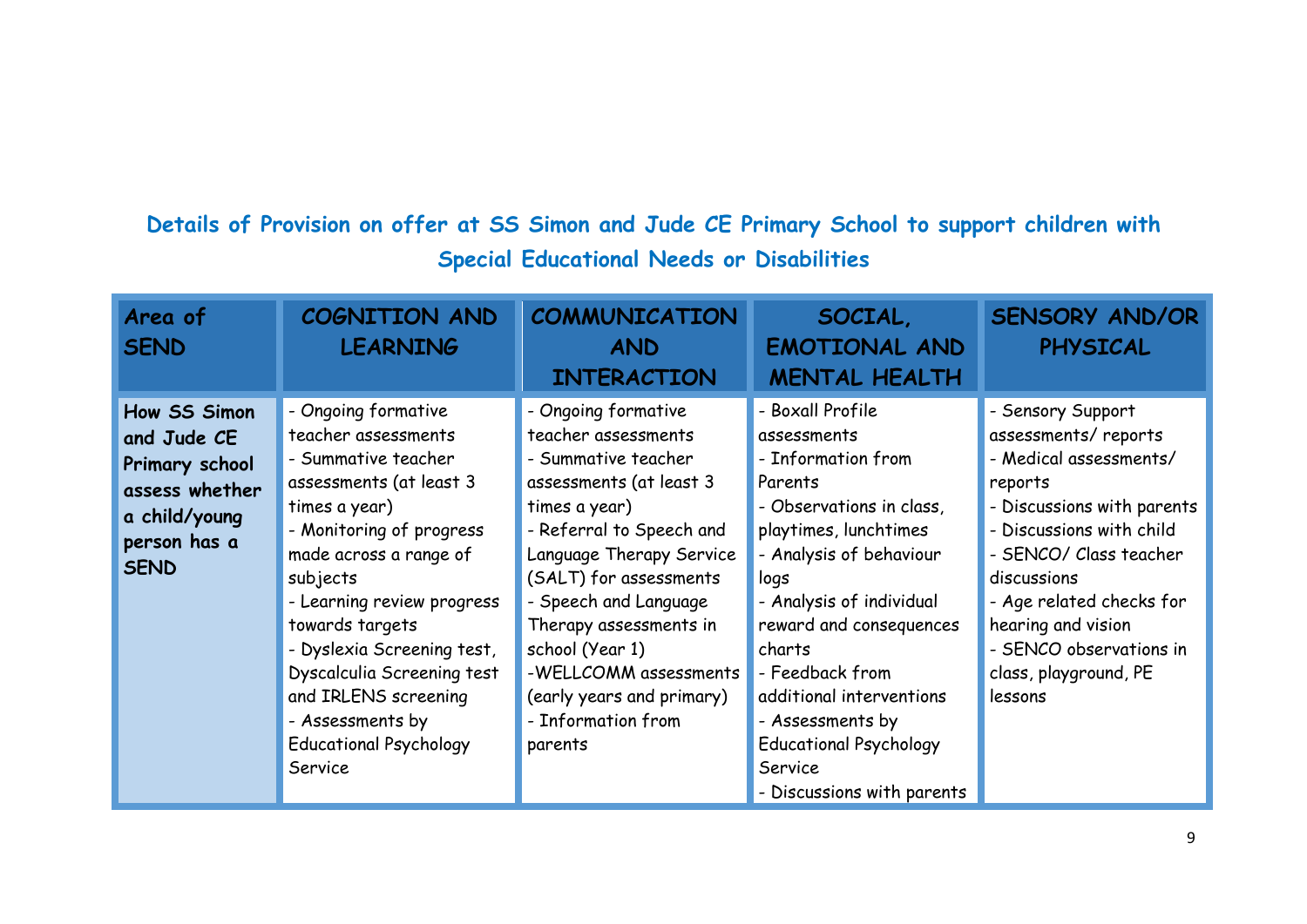## Details of Provision on offer at SS Simon and Jude CE Primary School to support children with Special Educational Needs or Disabilities

| Area of SEND | COGNITION AND LEARNING | COMMUNICATION AND INTERACTION | SOCIAL, EMOTIONAL AND MENTAL HEALTH | SENSORY AND/OR PHYSICAL |
|---|---|---|---|---|
| **How SS Simon and Jude CE Primary school assess whether a child/young person has a SEND** | - Ongoing formative teacher assessments<br>- Summative teacher assessments (at least 3 times a year)<br>- Monitoring of progress made across a range of subjects<br>- Learning review progress towards targets<br>- Dyslexia Screening test, Dyscalculia Screening test and IRLENS screening<br>- Assessments by Educational Psychology Service | - Ongoing formative teacher assessments<br>- Summative teacher assessments (at least 3 times a year)<br>- Referral to Speech and Language Therapy Service (SALT) for assessments<br>- Speech and Language Therapy assessments in school (Year 1)<br>-WELLCOMM assessments (early years and primary)<br>- Information from parents | - Boxall Profile assessments<br>- Information from Parents<br>- Observations in class, playtimes, lunchtimes<br>- Analysis of behaviour logs<br>- Analysis of individual reward and consequences charts<br>- Feedback from additional interventions<br>- Assessments by Educational Psychology Service<br>- Discussions with parents | - Sensory Support assessments/ reports<br>- Medical assessments/ reports<br>- Discussions with parents<br>- Discussions with child<br>- SENCO/ Class teacher discussions<br>- Age related checks for hearing and vision<br>- SENCO observations in class, playground, PE lessons |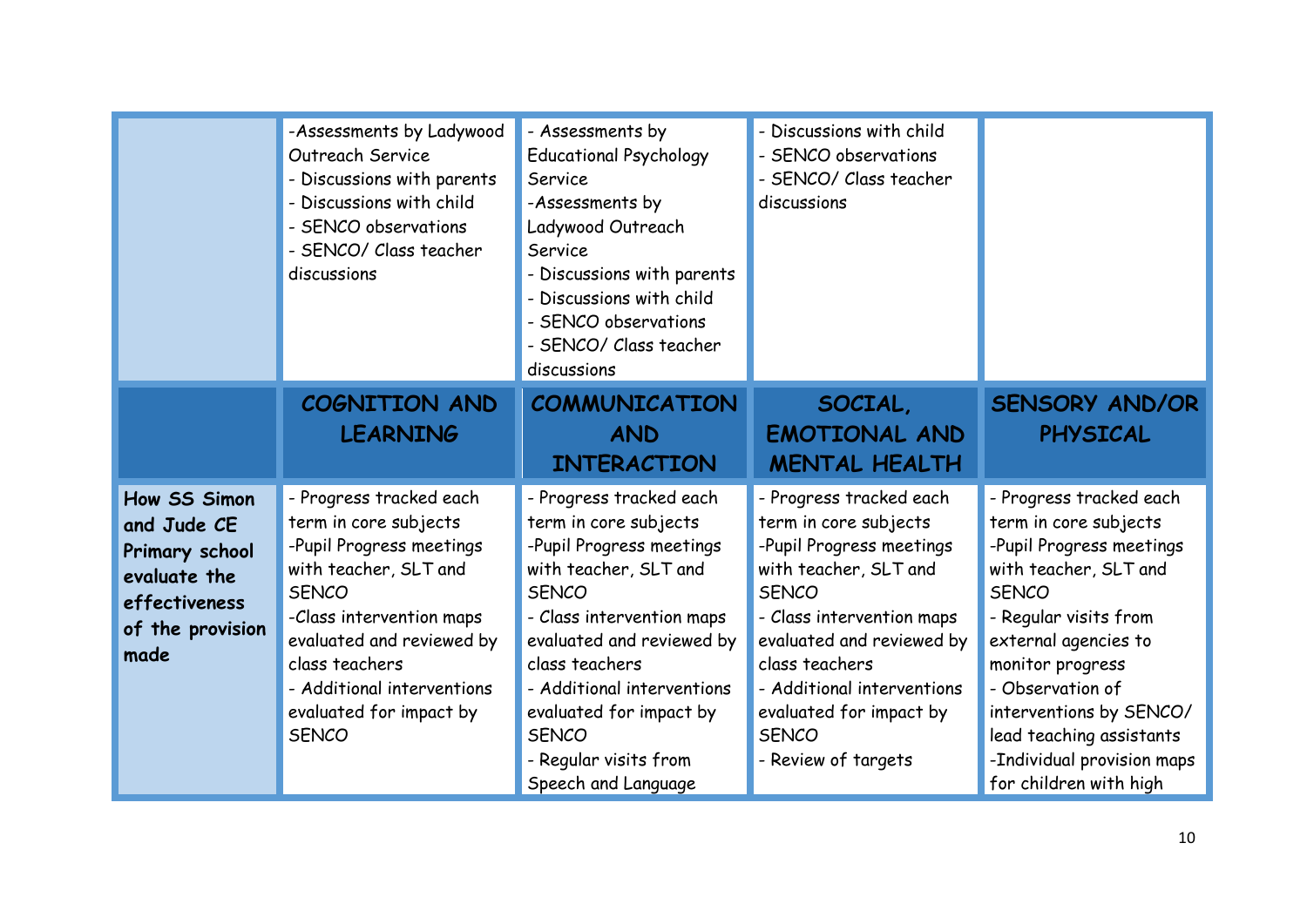| | | | | |
|---|---|---|---|---|
| | -Assessments by Ladywood Outreach Service<br>- Discussions with parents<br>- Discussions with child<br>- SENCO observations<br>- SENCO/ Class teacher discussions | - Assessments by Educational Psychology Service<br>-Assessments by Ladywood Outreach Service<br>- Discussions with parents<br>- Discussions with child<br>- SENCO observations<br>- SENCO/ Class teacher discussions | - Discussions with child<br>- SENCO observations<br>- SENCO/ Class teacher discussions | |
| | **COGNITION AND LEARNING** | **COMMUNICATION AND INTERACTION** | **SOCIAL, EMOTIONAL AND MENTAL HEALTH** | **SENSORY AND/OR PHYSICAL** |
| **How SS Simon and Jude CE Primary school evaluate the effectiveness of the provision made** | - Progress tracked each term in core subjects<br>-Pupil Progress meetings with teacher, SLT and SENCO<br>-Class intervention maps evaluated and reviewed by class teachers<br>- Additional interventions evaluated for impact by SENCO | - Progress tracked each term in core subjects<br>-Pupil Progress meetings with teacher, SLT and SENCO<br>- Class intervention maps evaluated and reviewed by class teachers<br>- Additional interventions evaluated for impact by SENCO<br>- Regular visits from Speech and Language | - Progress tracked each term in core subjects<br>-Pupil Progress meetings with teacher, SLT and SENCO<br>- Class intervention maps evaluated and reviewed by class teachers<br>- Additional interventions evaluated for impact by SENCO<br>- Review of targets | - Progress tracked each term in core subjects<br>-Pupil Progress meetings with teacher, SLT and SENCO<br>- Regular visits from external agencies to monitor progress<br>- Observation of interventions by SENCO/ lead teaching assistants<br>-Individual provision maps for children with high |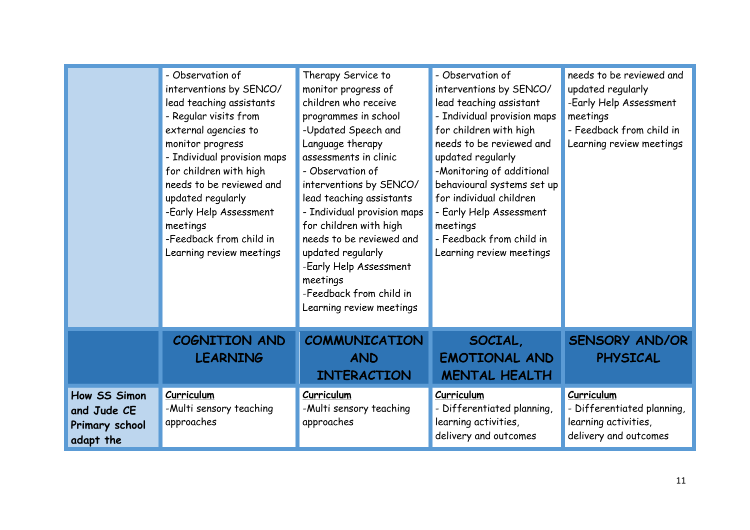| | | | | |
|---|---|---|---|---|
| | - Observation of interventions by SENCO/ lead teaching assistants<br>- Regular visits from external agencies to monitor progress<br>- Individual provision maps for children with high needs to be reviewed and updated regularly<br>-Early Help Assessment meetings<br>-Feedback from child in Learning review meetings | Therapy Service to monitor progress of children who receive programmes in school<br>-Updated Speech and Language therapy assessments in clinic<br>- Observation of interventions by SENCO/ lead teaching assistants<br>- Individual provision maps for children with high needs to be reviewed and updated regularly<br>-Early Help Assessment meetings<br>-Feedback from child in Learning review meetings | - Observation of interventions by SENCO/ lead teaching assistant<br>- Individual provision maps for children with high needs to be reviewed and updated regularly<br>-Monitoring of additional behavioural systems set up for individual children<br>- Early Help Assessment meetings<br>- Feedback from child in Learning review meetings | needs to be reviewed and updated regularly<br>-Early Help Assessment meetings<br>- Feedback from child in Learning review meetings |
| | **COGNITION AND LEARNING** | **COMMUNICATION AND INTERACTION** | **SOCIAL, EMOTIONAL AND MENTAL HEALTH** | **SENSORY AND/OR PHYSICAL** |
| **How SS Simon and Jude CE Primary school adapt the** | **Curriculum**<br>-Multi sensory teaching approaches | **Curriculum**<br>-Multi sensory teaching approaches | **Curriculum**<br>- Differentiated planning, learning activities, delivery and outcomes | **Curriculum**<br>- Differentiated planning, learning activities, delivery and outcomes |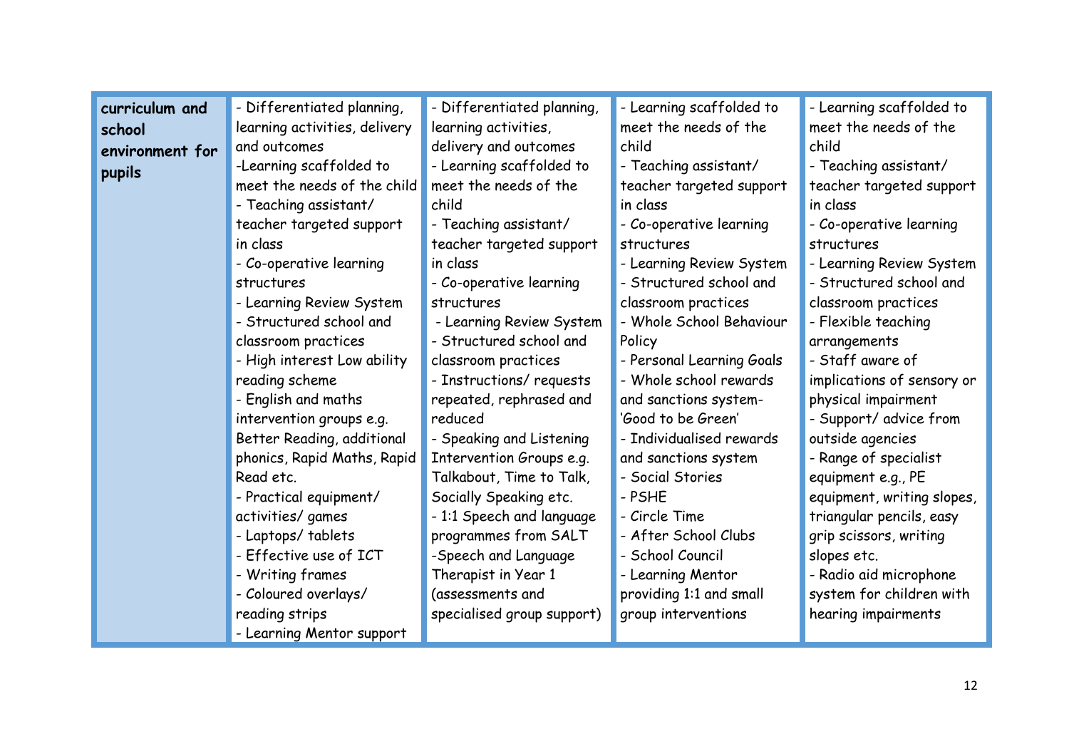| **curriculum and school environment for pupils** | - Differentiated planning, learning activities, delivery and outcomes<br>-Learning scaffolded to meet the needs of the child<br>- Teaching assistant/ teacher targeted support in class<br>- Co-operative learning structures<br>- Learning Review System<br>- Structured school and classroom practices<br>- High interest Low ability reading scheme<br>- English and maths intervention groups e.g. Better Reading, additional phonics, Rapid Maths, Rapid Read etc.<br>- Practical equipment/ activities/ games<br>- Laptops/ tablets<br>- Effective use of ICT<br>- Writing frames<br>- Coloured overlays/ reading strips<br>- Learning Mentor support | - Differentiated planning, learning activities, delivery and outcomes<br>- Learning scaffolded to meet the needs of the child<br>- Teaching assistant/ teacher targeted support in class<br>- Co-operative learning structures<br>- Learning Review System<br>- Structured school and classroom practices<br>- Instructions/ requests repeated, rephrased and reduced<br>- Speaking and Listening Intervention Groups e.g. Talkabout, Time to Talk, Socially Speaking etc.<br>- 1:1 Speech and language programmes from SALT<br>-Speech and Language Therapist in Year 1 (assessments and specialised group support) | - Learning scaffolded to meet the needs of the child<br>- Teaching assistant/ teacher targeted support in class<br>- Co-operative learning structures<br>- Learning Review System<br>- Structured school and classroom practices<br>- Whole School Behaviour Policy<br>- Personal Learning Goals<br>- Whole school rewards and sanctions system- 'Good to be Green'<br>- Individualised rewards and sanctions system<br>- Social Stories<br>- PSHE<br>- Circle Time<br>- After School Clubs<br>- School Council<br>- Learning Mentor providing 1:1 and small group interventions | - Learning scaffolded to meet the needs of the child<br>- Teaching assistant/ teacher targeted support in class<br>- Co-operative learning structures<br>- Learning Review System<br>- Structured school and classroom practices<br>- Flexible teaching arrangements<br>- Staff aware of implications of sensory or physical impairment<br>- Support/ advice from outside agencies<br>- Range of specialist equipment e.g., PE equipment, writing slopes, triangular pencils, easy grip scissors, writing slopes etc.<br>- Radio aid microphone system for children with hearing impairments |
|---|---|---|---|---|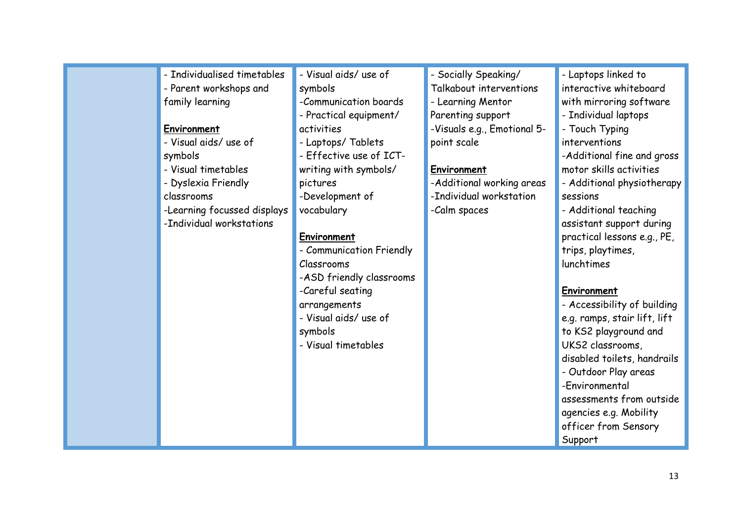| | | | | |
|---|---|---|---|---|
| | - Individualised timetables<br>- Parent workshops and family learning<br><br>**Environment**<br>- Visual aids/ use of symbols<br>- Visual timetables<br>- Dyslexia Friendly classrooms<br>-Learning focussed displays<br>-Individual workstations | - Visual aids/ use of symbols<br>-Communication boards<br>- Practical equipment/ activities<br>- Laptops/ Tablets<br>- Effective use of ICT- writing with symbols/ pictures<br>-Development of vocabulary<br><br>**Environment**<br>- Communication Friendly Classrooms<br>-ASD friendly classrooms<br>-Careful seating arrangements<br>- Visual aids/ use of symbols<br>- Visual timetables | - Socially Speaking/ Talkabout interventions<br>- Learning Mentor Parenting support<br>-Visuals e.g., Emotional 5-point scale<br><br>**Environment**<br>-Additional working areas<br>-Individual workstation<br>-Calm spaces | - Laptops linked to interactive whiteboard with mirroring software<br>- Individual laptops<br>- Touch Typing interventions<br>-Additional fine and gross motor skills activities<br>- Additional physiotherapy sessions<br>- Additional teaching assistant support during practical lessons e.g., PE, trips, playtimes, lunchtimes<br><br>**Environment**<br>- Accessibility of building e.g. ramps, stair lift, lift to KS2 playground and UKS2 classrooms, disabled toilets, handrails<br>- Outdoor Play areas<br>-Environmental assessments from outside agencies e.g. Mobility officer from Sensory Support |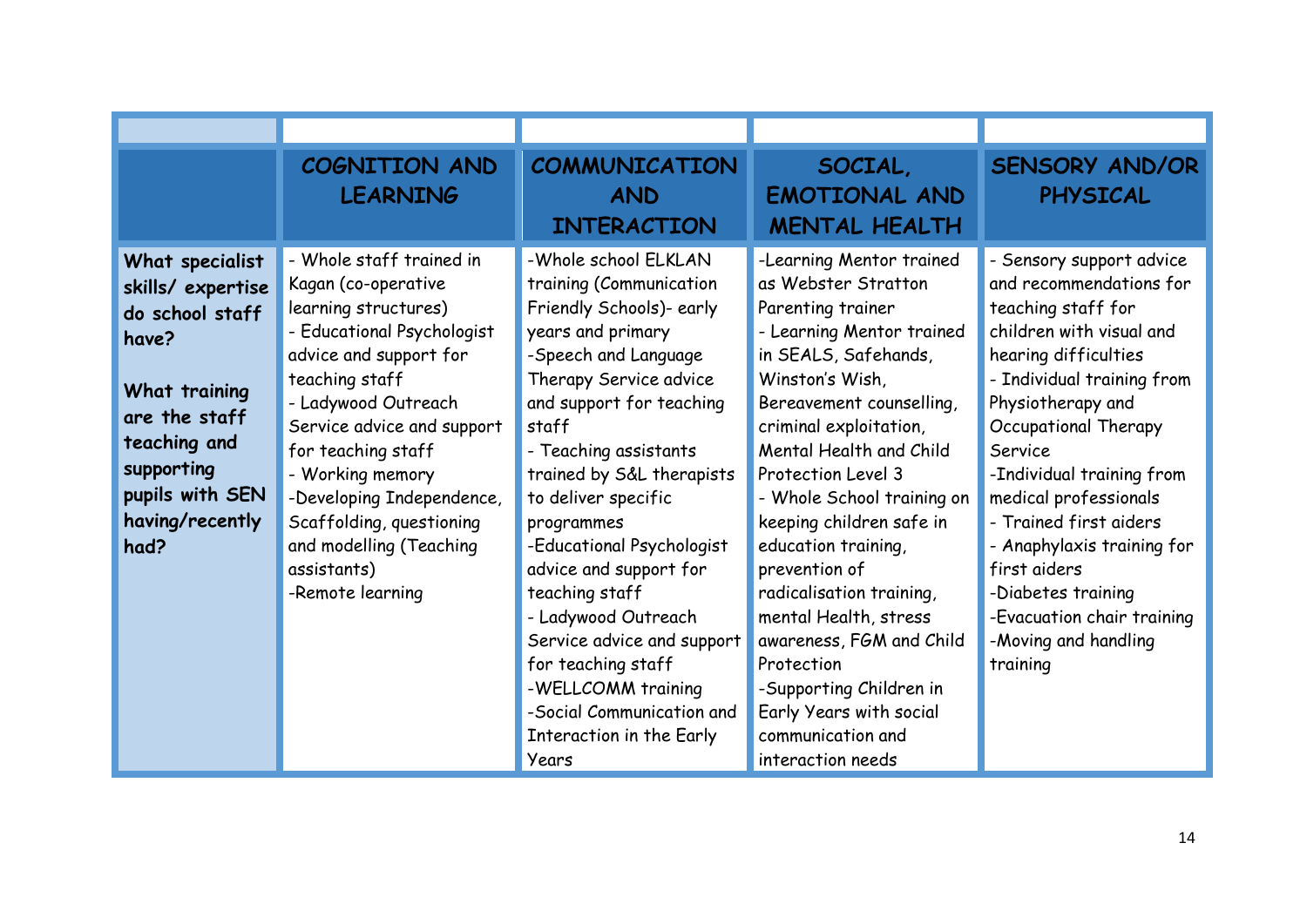| | COGNITION AND LEARNING | COMMUNICATION AND INTERACTION | SOCIAL, EMOTIONAL AND MENTAL HEALTH | SENSORY AND/OR PHYSICAL |
|---|---|---|---|---|
| **What specialist skills/ expertise do school staff have?**<br><br>**What training are the staff teaching and supporting pupils with SEN having/recently had?** | - Whole staff trained in Kagan (co-operative learning structures)<br>- Educational Psychologist advice and support for teaching staff<br>- Ladywood Outreach Service advice and support for teaching staff<br>- Working memory<br>-Developing Independence, Scaffolding, questioning and modelling (Teaching assistants)<br>-Remote learning | -Whole school ELKLAN training (Communication Friendly Schools)- early years and primary<br>-Speech and Language Therapy Service advice and support for teaching staff<br>- Teaching assistants trained by S&L therapists to deliver specific programmes<br>-Educational Psychologist advice and support for teaching staff<br>- Ladywood Outreach Service advice and support for teaching staff<br>-WELLCOMM training<br>-Social Communication and Interaction in the Early Years | -Learning Mentor trained as Webster Stratton Parenting trainer<br>- Learning Mentor trained in SEALS, Safehands, Winston's Wish, Bereavement counselling, criminal exploitation, Mental Health and Child Protection Level 3<br>- Whole School training on keeping children safe in education training, prevention of radicalisation training, mental Health, stress awareness, FGM and Child Protection<br>-Supporting Children in Early Years with social communication and interaction needs | - Sensory support advice and recommendations for teaching staff for children with visual and hearing difficulties<br>- Individual training from Physiotherapy and Occupational Therapy Service<br>-Individual training from medical professionals<br>- Trained first aiders<br>- Anaphylaxis training for first aiders<br>-Diabetes training<br>-Evacuation chair training<br>-Moving and handling training |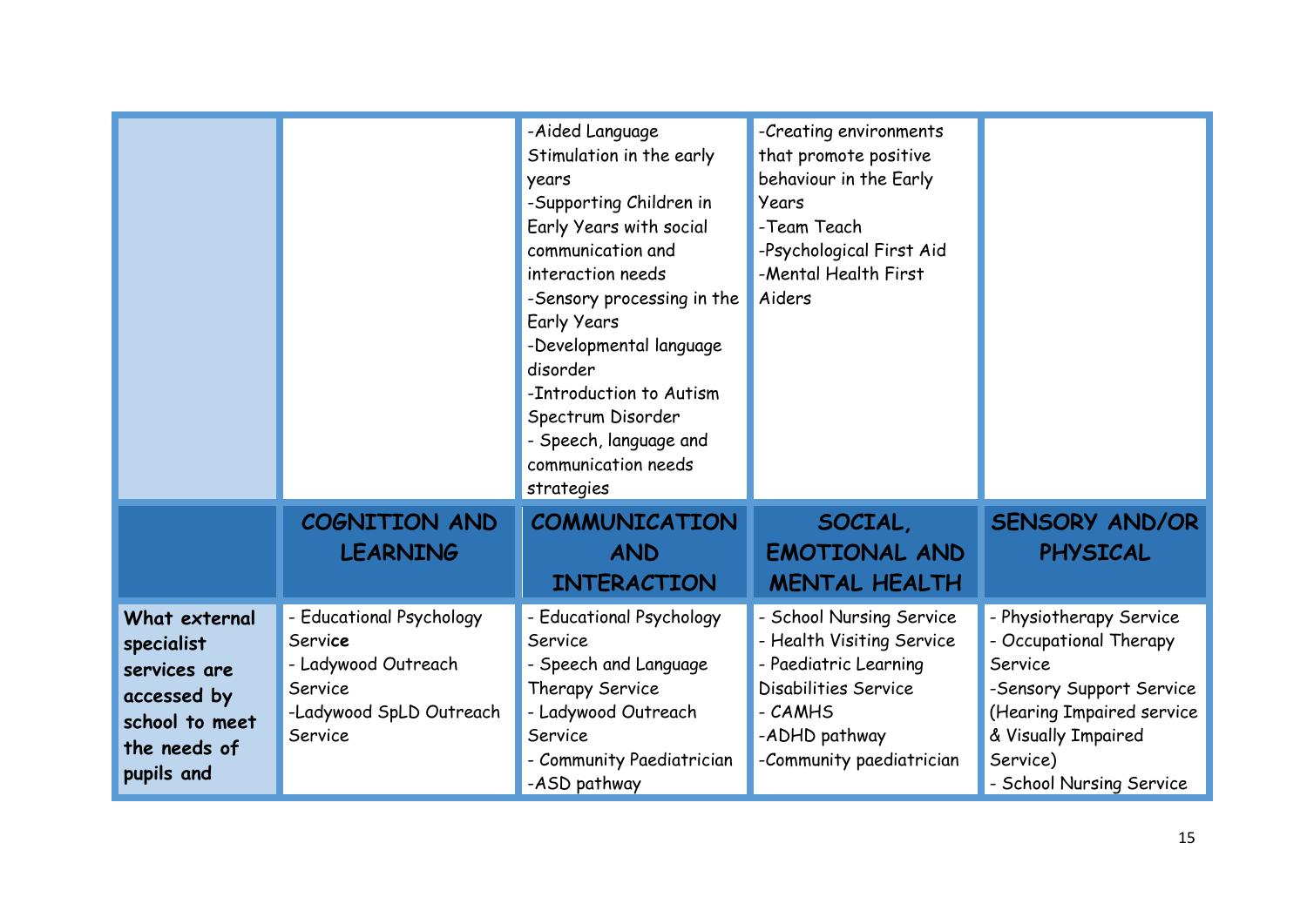| | | | | |
|---|---|---|---|---|
| | | -Aided Language Stimulation in the early years<br>-Supporting Children in Early Years with social communication and interaction needs<br>-Sensory processing in the Early Years<br>-Developmental language disorder<br>-Introduction to Autism Spectrum Disorder<br>- Speech, language and communication needs strategies | -Creating environments that promote positive behaviour in the Early Years<br>-Team Teach<br>-Psychological First Aid<br>-Mental Health First Aiders | |
| | **COGNITION AND LEARNING** | **COMMUNICATION AND INTERACTION** | **SOCIAL, EMOTIONAL AND MENTAL HEALTH** | **SENSORY AND/OR PHYSICAL** |
| **What external specialist services are accessed by school to meet the needs of pupils and** | - Educational Psychology Service<br>- Ladywood Outreach Service<br>-Ladywood SpLD Outreach Service | - Educational Psychology Service<br>- Speech and Language Therapy Service<br>- Ladywood Outreach Service<br>- Community Paediatrician<br>-ASD pathway | - School Nursing Service<br>- Health Visiting Service<br>- Paediatric Learning Disabilities Service<br>- CAMHS<br>-ADHD pathway<br>-Community paediatrician | - Physiotherapy Service<br>- Occupational Therapy Service<br>-Sensory Support Service (Hearing Impaired service & Visually Impaired Service)<br>- School Nursing Service |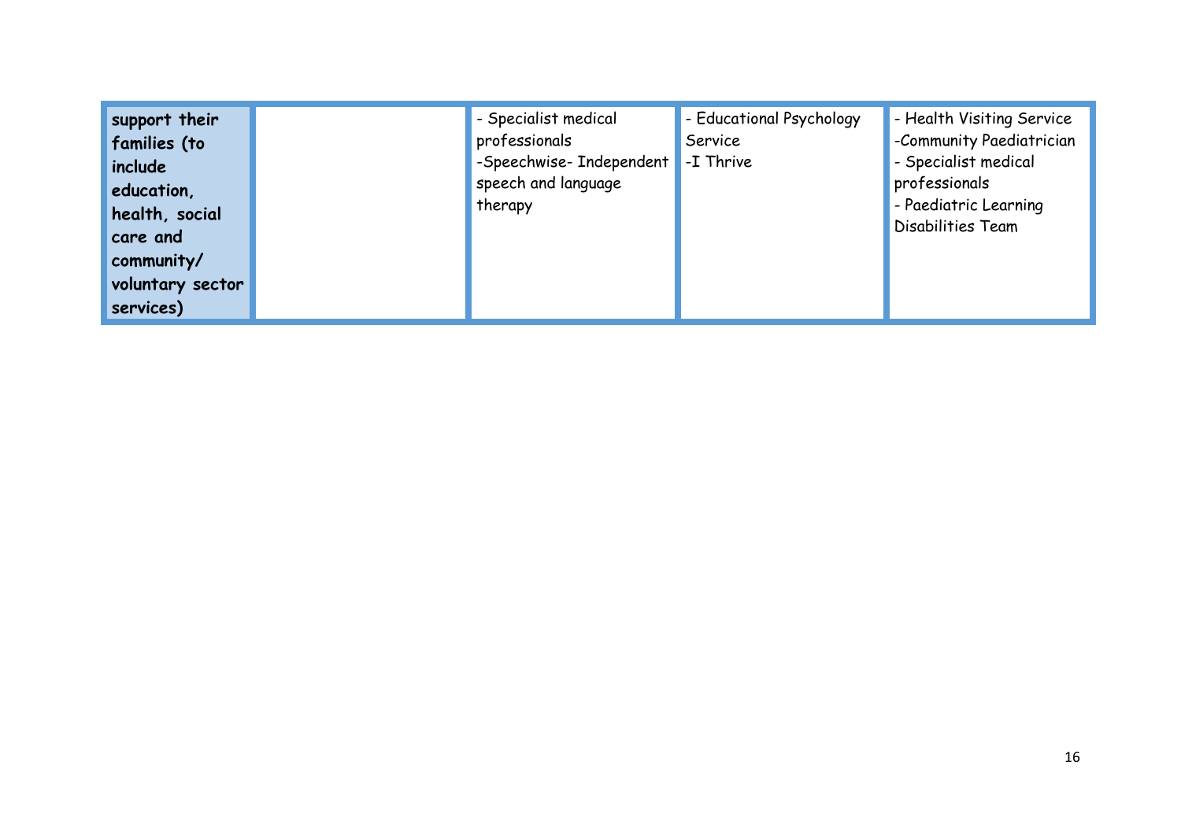| | | | | |
|---|---|---|---|---|
| **support their families (to include education, health, social care and community/ voluntary sector services)** | | - Specialist medical professionals<br>-Speechwise- Independent speech and language therapy | - Educational Psychology Service<br>-I Thrive | - Health Visiting Service<br>-Community Paediatrician<br>- Specialist medical professionals<br>- Paediatric Learning Disabilities Team |